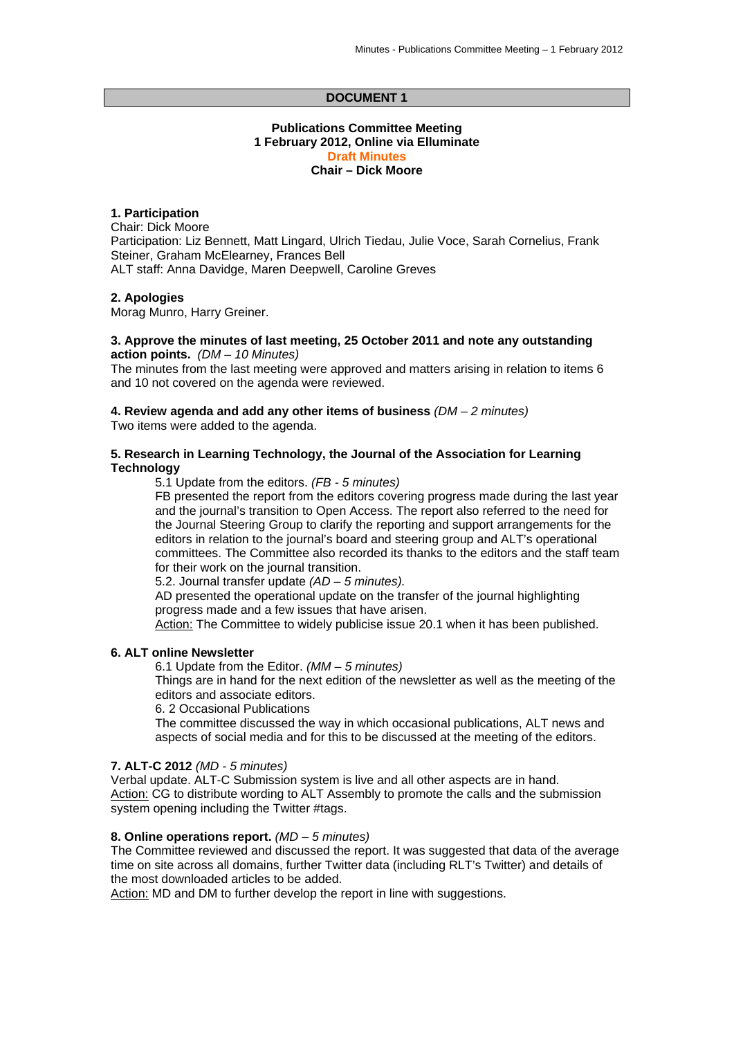**DOCUMENT 1**

**Publications Committee Meeting**
**1 February 2012, Online via Elluminate**
**Draft Minutes**
**Chair – Dick Moore**

**1. Participation**

Chair: Dick Moore
Participation: Liz Bennett, Matt Lingard, Ulrich Tiedau, Julie Voce, Sarah Cornelius, Frank Steiner, Graham McElearney, Frances Bell
ALT staff: Anna Davidge, Maren Deepwell, Caroline Greves

**2. Apologies**

Morag Munro, Harry Greiner.

**3. Approve the minutes of last meeting, 25 October 2011 and note any outstanding action points.** *(DM – 10 Minutes)*

The minutes from the last meeting were approved and matters arising in relation to items 6 and 10 not covered on the agenda were reviewed.

**4. Review agenda and add any other items of business** *(DM – 2 minutes)*

Two items were added to the agenda.

**5. Research in Learning Technology, the Journal of the Association for Learning Technology**

5.1 Update from the editors. *(FB - 5 minutes)*

FB presented the report from the editors covering progress made during the last year and the journal's transition to Open Access. The report also referred to the need for the Journal Steering Group to clarify the reporting and support arrangements for the editors in relation to the journal's board and steering group and ALT's operational committees. The Committee also recorded its thanks to the editors and the staff team for their work on the journal transition.

5.2. Journal transfer update *(AD – 5 minutes).*

AD presented the operational update on the transfer of the journal highlighting progress made and a few issues that have arisen.

Action: The Committee to widely publicise issue 20.1 when it has been published.

**6. ALT online Newsletter**

6.1 Update from the Editor. *(MM – 5 minutes)*

Things are in hand for the next edition of the newsletter as well as the meeting of the editors and associate editors.

6. 2 Occasional Publications

The committee discussed the way in which occasional publications, ALT news and aspects of social media and for this to be discussed at the meeting of the editors.

**7. ALT-C 2012** *(MD - 5 minutes)*

Verbal update. ALT-C Submission system is live and all other aspects are in hand.

Action: CG to distribute wording to ALT Assembly to promote the calls and the submission system opening including the Twitter #tags.

**8. Online operations report.** *(MD – 5 minutes)*

The Committee reviewed and discussed the report. It was suggested that data of the average time on site across all domains, further Twitter data (including RLT's Twitter) and details of the most downloaded articles to be added.

Action: MD and DM to further develop the report in line with suggestions.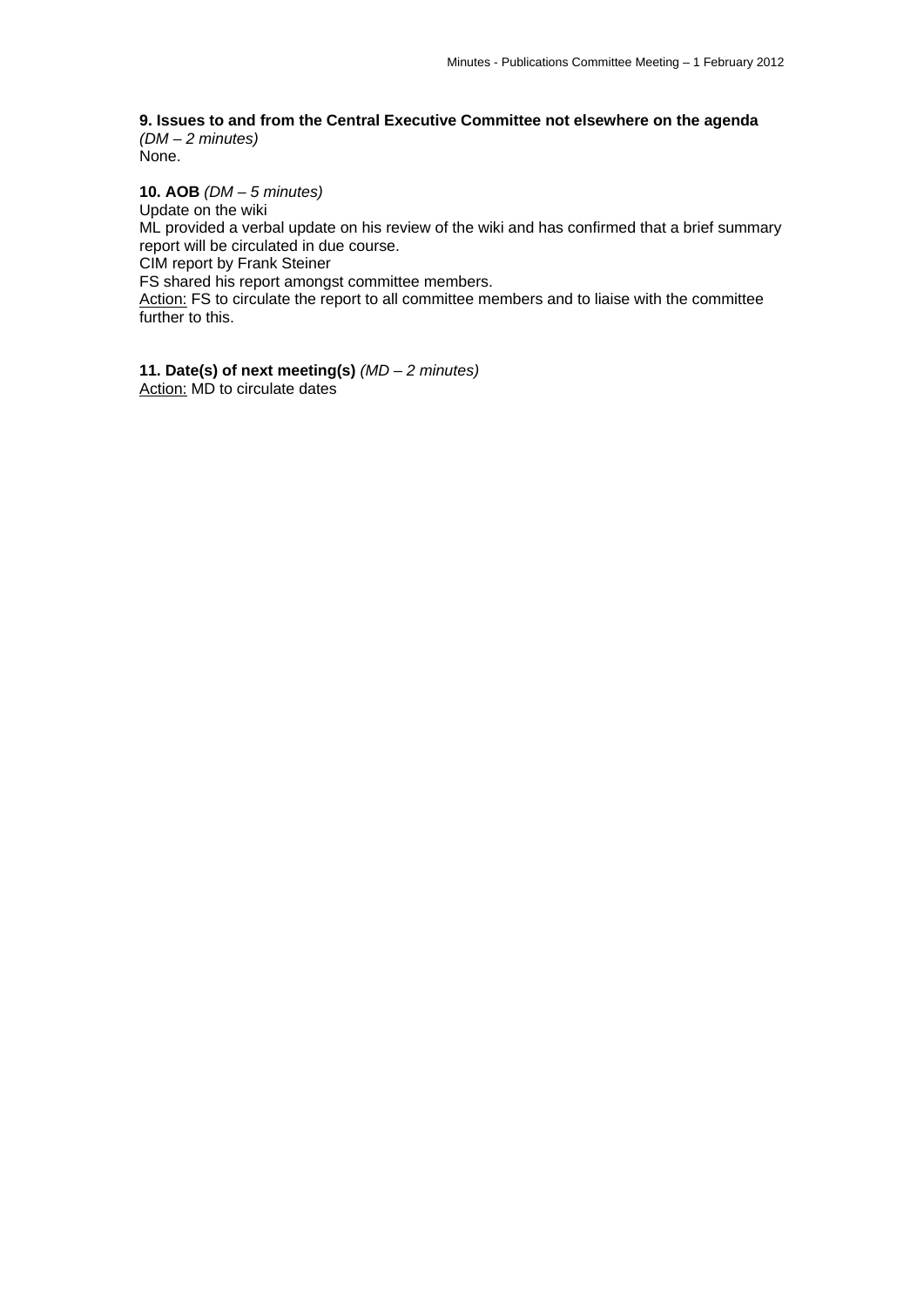**9. Issues to and from the Central Executive Committee not elsewhere on the agenda**
*(DM – 2 minutes)*
None.

**10. AOB** *(DM – 5 minutes)*
Update on the wiki
ML provided a verbal update on his review of the wiki and has confirmed that a brief summary report will be circulated in due course.
CIM report by Frank Steiner
FS shared his report amongst committee members.
<u>Action:</u> FS to circulate the report to all committee members and to liaise with the committee further to this.

**11. Date(s) of next meeting(s)** *(MD – 2 minutes)*
<u>Action:</u> MD to circulate dates